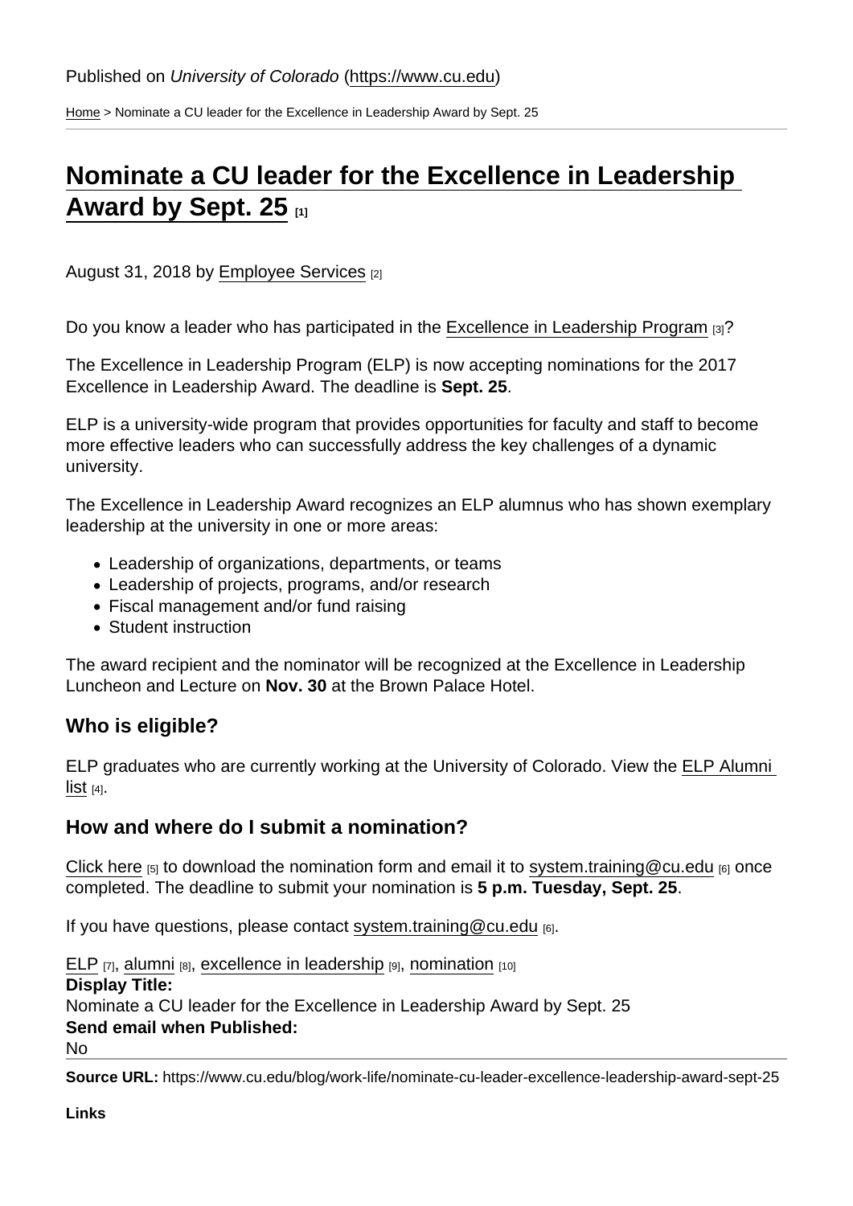Published on *University of Colorado* (https://www.cu.edu)

Home > Nominate a CU leader for the Excellence in Leadership Award by Sept. 25

# Nominate a CU leader for the Excellence in Leadership Award by Sept. 25 [1]

August 31, 2018 by Employee Services [2]

Do you know a leader who has participated in the Excellence in Leadership Program [3]?

The Excellence in Leadership Program (ELP) is now accepting nominations for the 2017 Excellence in Leadership Award. The deadline is **Sept. 25**.

ELP is a university-wide program that provides opportunities for faculty and staff to become more effective leaders who can successfully address the key challenges of a dynamic university.

The Excellence in Leadership Award recognizes an ELP alumnus who has shown exemplary leadership at the university in one or more areas:

- Leadership of organizations, departments, or teams
- Leadership of projects, programs, and/or research
- Fiscal management and/or fund raising
- Student instruction

The award recipient and the nominator will be recognized at the Excellence in Leadership Luncheon and Lecture on **Nov. 30** at the Brown Palace Hotel.

## Who is eligible?

ELP graduates who are currently working at the University of Colorado. View the ELP Alumni list [4].

## How and where do I submit a nomination?

Click here [5] to download the nomination form and email it to system.training@cu.edu [6] once completed. The deadline to submit your nomination is **5 p.m. Tuesday, Sept. 25**.

If you have questions, please contact system.training@cu.edu [6].

ELP [7], alumni [8], excellence in leadership [9], nomination [10]

**Display Title:**

Nominate a CU leader for the Excellence in Leadership Award by Sept. 25

**Send email when Published:**

No

**Source URL:** https://www.cu.edu/blog/work-life/nominate-cu-leader-excellence-leadership-award-sept-25

**Links**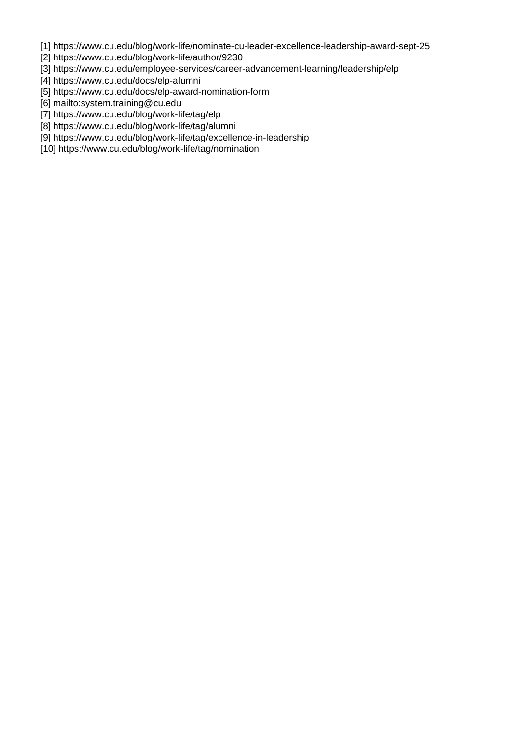[1] https://www.cu.edu/blog/work-life/nominate-cu-leader-excellence-leadership-award-sept-25
[2] https://www.cu.edu/blog/work-life/author/9230
[3] https://www.cu.edu/employee-services/career-advancement-learning/leadership/elp
[4] https://www.cu.edu/docs/elp-alumni
[5] https://www.cu.edu/docs/elp-award-nomination-form
[6] mailto:system.training@cu.edu
[7] https://www.cu.edu/blog/work-life/tag/elp
[8] https://www.cu.edu/blog/work-life/tag/alumni
[9] https://www.cu.edu/blog/work-life/tag/excellence-in-leadership
[10] https://www.cu.edu/blog/work-life/tag/nomination